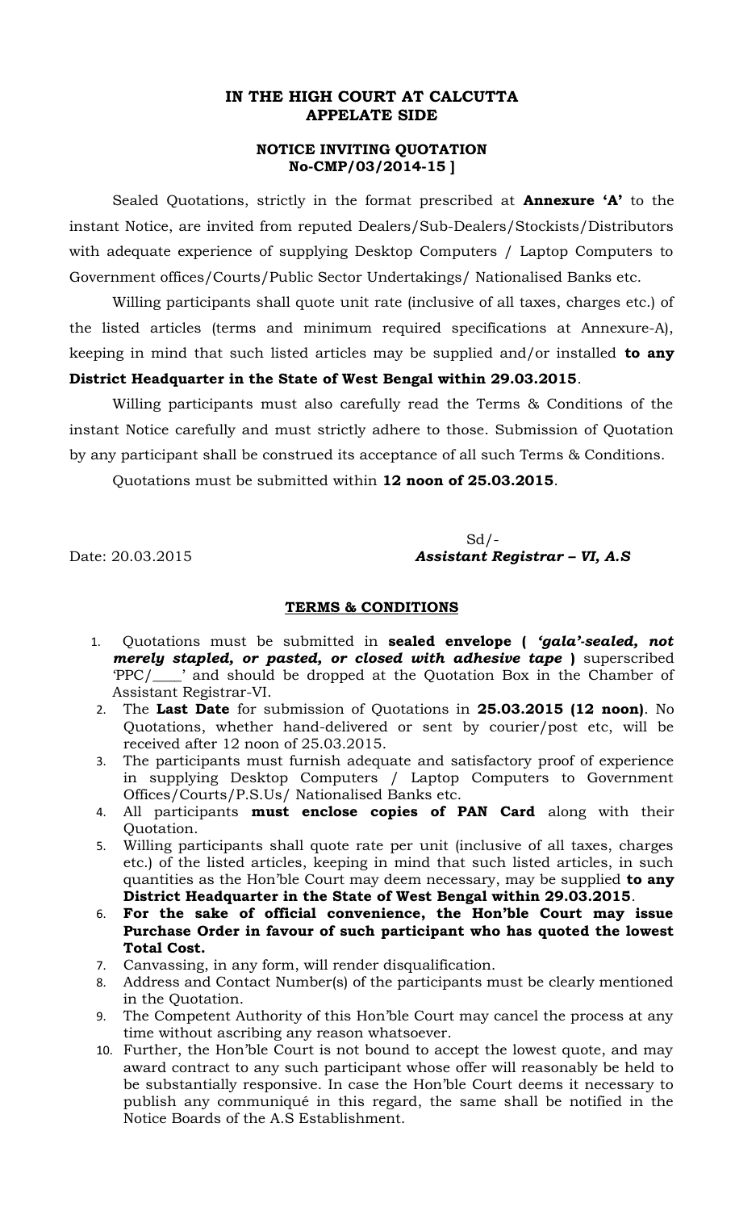# IN THE HIGH COURT AT CALCUTTA
## APPELATE SIDE

### NOTICE INVITING QUOTATION
### No-CMP/03/2014-15 ]

Sealed Quotations, strictly in the format prescribed at **Annexure 'A'** to the instant Notice, are invited from reputed Dealers/Sub-Dealers/Stockists/Distributors with adequate experience of supplying Desktop Computers / Laptop Computers to Government offices/Courts/Public Sector Undertakings/ Nationalised Banks etc.

Willing participants shall quote unit rate (inclusive of all taxes, charges etc.) of the listed articles (terms and minimum required specifications at Annexure-A), keeping in mind that such listed articles may be supplied and/or installed **to any District Headquarter in the State of West Bengal within 29.03.2015**.

Willing participants must also carefully read the Terms & Conditions of the instant Notice carefully and must strictly adhere to those. Submission of Quotation by any participant shall be construed its acceptance of all such Terms & Conditions.

Quotations must be submitted within **12 noon of 25.03.2015**.

Date: 20.03.2015

Sd/-
***Assistant Registrar – VI, A.S***

## TERMS & CONDITIONS

1. Quotations must be submitted in **sealed envelope ( *'gala'-sealed, not merely stapled, or pasted, or closed with adhesive tape* )** superscribed 'PPC/____' and should be dropped at the Quotation Box in the Chamber of Assistant Registrar-VI.
2. The **Last Date** for submission of Quotations in **25.03.2015 (12 noon)**. No Quotations, whether hand-delivered or sent by courier/post etc, will be received after 12 noon of 25.03.2015.
3. The participants must furnish adequate and satisfactory proof of experience in supplying Desktop Computers / Laptop Computers to Government Offices/Courts/P.S.Us/ Nationalised Banks etc.
4. All participants **must enclose copies of PAN Card** along with their Quotation.
5. Willing participants shall quote rate per unit (inclusive of all taxes, charges etc.) of the listed articles, keeping in mind that such listed articles, in such quantities as the Hon'ble Court may deem necessary, may be supplied **to any District Headquarter in the State of West Bengal within 29.03.2015**.
6. **For the sake of official convenience, the Hon'ble Court may issue Purchase Order in favour of such participant who has quoted the lowest Total Cost.**
7. Canvassing, in any form, will render disqualification.
8. Address and Contact Number(s) of the participants must be clearly mentioned in the Quotation.
9. The Competent Authority of this Hon'ble Court may cancel the process at any time without ascribing any reason whatsoever.
10. Further, the Hon'ble Court is not bound to accept the lowest quote, and may award contract to any such participant whose offer will reasonably be held to be substantially responsive. In case the Hon'ble Court deems it necessary to publish any communiqué in this regard, the same shall be notified in the Notice Boards of the A.S Establishment.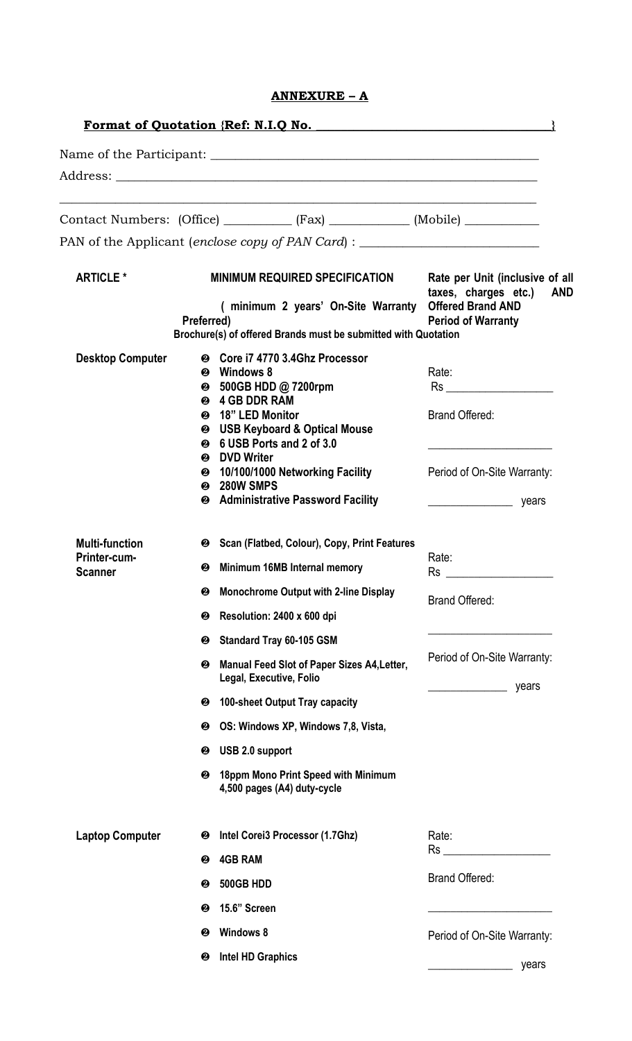## ANNEXURE – A

**Format of Quotation {Ref: N.I.Q No. ____________________________________}**

Name of the Participant: ______________________________________________________

Address: _____________________________________________________________________

______________________________________________________________________________

Contact Numbers: (Office) __________ (Fax) ____________ (Mobile) ___________

PAN of the Applicant (*enclose copy of PAN Card*) : ____________________________

| ARTICLE * | MINIMUM REQUIRED SPECIFICATION<br>( minimum 2 years' On-Site Warranty Preferred)<br>Brochure(s) of offered Brands must be submitted with Quotation | Rate per Unit (inclusive of all taxes, charges etc.) AND Offered Brand AND Period of Warranty |
|---|---|---|
| Desktop Computer | ❷ Core i7 4770 3.4Ghz Processor<br>❷ Windows 8<br>❷ 500GB HDD @ 7200rpm<br>❷ 4 GB DDR RAM<br>❷ 18" LED Monitor<br>❷ USB Keyboard & Optical Mouse<br>❷ 6 USB Ports and 2 of 3.0<br>❷ DVD Writer<br>❷ 10/100/1000 Networking Facility<br>❷ 280W SMPS<br>❷ Administrative Password Facility | Rate:<br>Rs ________________<br><br>Brand Offered:<br>____________________<br><br>Period of On-Site Warranty:<br>______________ years |
| Multi-function Printer-cum-Scanner | ❷ Scan (Flatbed, Colour), Copy, Print Features<br>❷ Minimum 16MB Internal memory<br>❷ Monochrome Output with 2-line Display<br>❷ Resolution: 2400 x 600 dpi<br>❷ Standard Tray 60-105 GSM<br>❷ Manual Feed Slot of Paper Sizes A4,Letter, Legal, Executive, Folio<br>❷ 100-sheet Output Tray capacity<br>❷ OS: Windows XP, Windows 7,8, Vista,<br>❷ USB 2.0 support<br>❷ 18ppm Mono Print Speed with Minimum 4,500 pages (A4) duty-cycle | Rate:<br>Rs ________________<br><br>Brand Offered:<br>____________________<br><br>Period of On-Site Warranty:<br>______________ years |
| Laptop Computer | ❷ Intel Corei3 Processor (1.7Ghz)<br>❷ 4GB RAM<br>❷ 500GB HDD<br>❷ 15.6" Screen<br>❷ Windows 8<br>❷ Intel HD Graphics | Rate:<br>Rs ________________<br><br>Brand Offered:<br>____________________<br><br>Period of On-Site Warranty:<br>______________ years |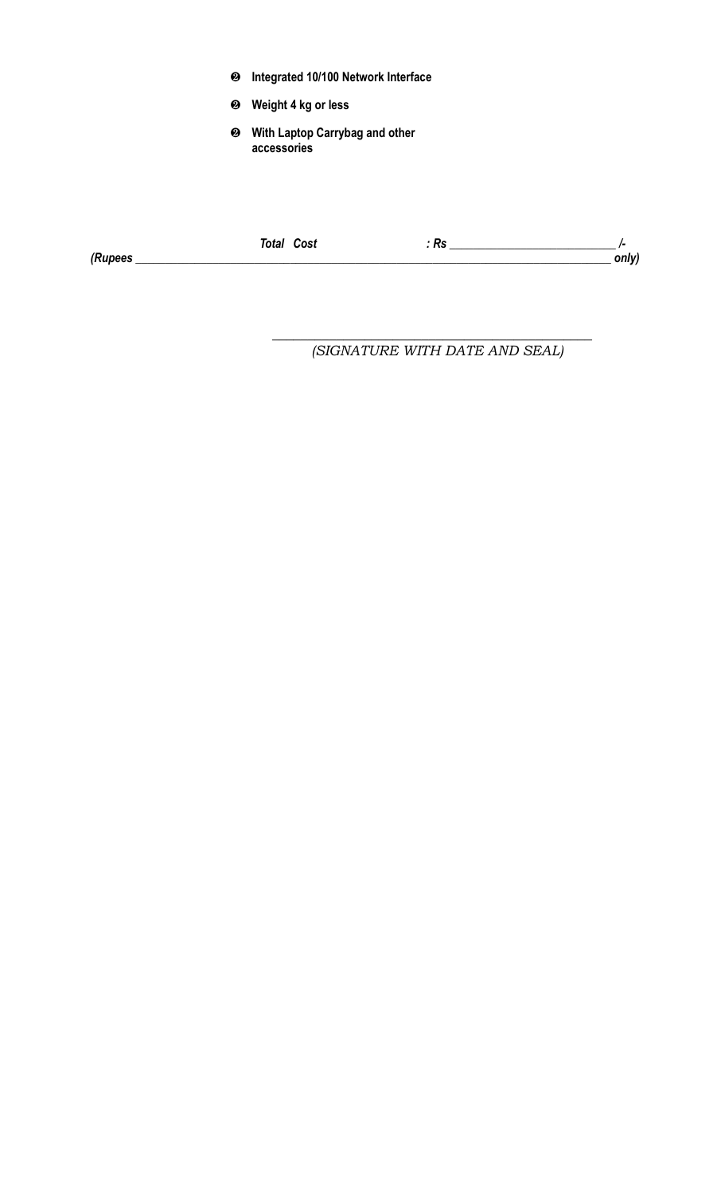- **Integrated 10/100 Network Interface**
- **Weight 4 kg or less**
- **With Laptop Carrybag and other accessories**

***Total Cost : Rs ___________________________ /-***

***(Rupees ___________________________________________________________________________ only)***

_____________________________________________

*(SIGNATURE WITH DATE AND SEAL)*